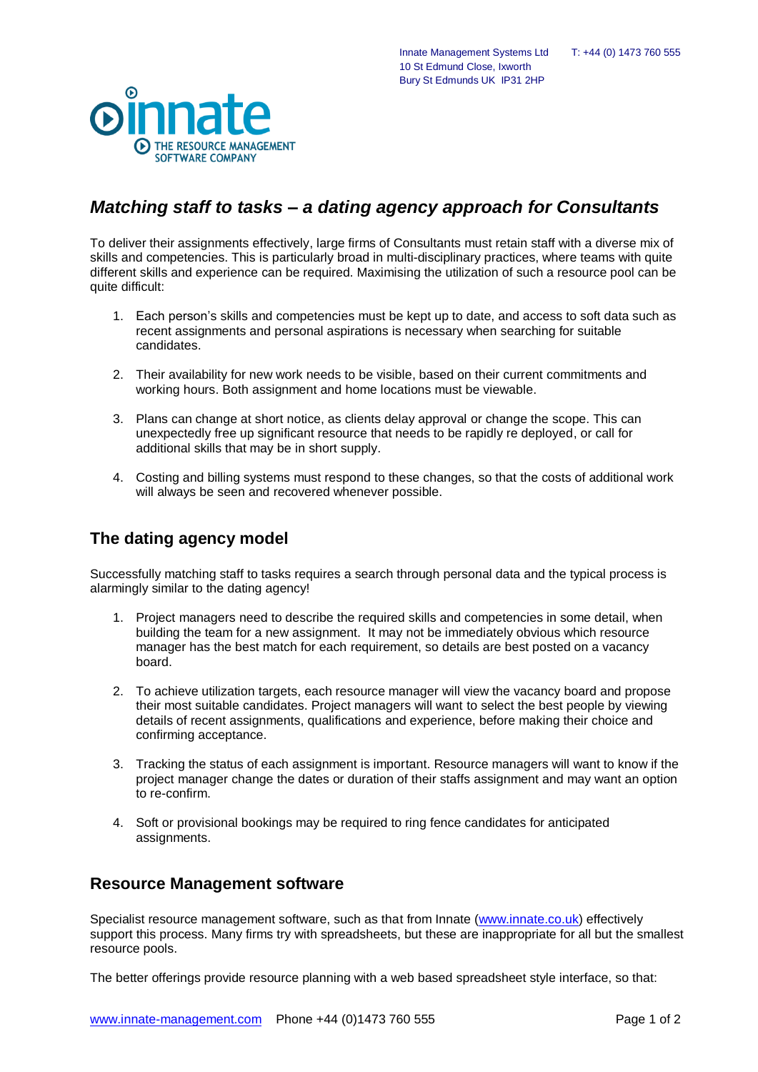Innate Management Systems Ltd
10 St Edmund Close, Ixworth
Bury St Edmunds UK IP31 2HP

T: +44 (0) 1473 760 555

innate
THE RESOURCE MANAGEMENT SOFTWARE COMPANY

# *Matching staff to tasks – a dating agency approach for Consultants*

To deliver their assignments effectively, large firms of Consultants must retain staff with a diverse mix of skills and competencies. This is particularly broad in multi-disciplinary practices, where teams with quite different skills and experience can be required. Maximising the utilization of such a resource pool can be quite difficult:

1. Each person's skills and competencies must be kept up to date, and access to soft data such as recent assignments and personal aspirations is necessary when searching for suitable candidates.

2. Their availability for new work needs to be visible, based on their current commitments and working hours. Both assignment and home locations must be viewable.

3. Plans can change at short notice, as clients delay approval or change the scope. This can unexpectedly free up significant resource that needs to be rapidly re deployed, or call for additional skills that may be in short supply.

4. Costing and billing systems must respond to these changes, so that the costs of additional work will always be seen and recovered whenever possible.

## The dating agency model

Successfully matching staff to tasks requires a search through personal data and the typical process is alarmingly similar to the dating agency!

1. Project managers need to describe the required skills and competencies in some detail, when building the team for a new assignment. It may not be immediately obvious which resource manager has the best match for each requirement, so details are best posted on a vacancy board.

2. To achieve utilization targets, each resource manager will view the vacancy board and propose their most suitable candidates. Project managers will want to select the best people by viewing details of recent assignments, qualifications and experience, before making their choice and confirming acceptance.

3. Tracking the status of each assignment is important. Resource managers will want to know if the project manager change the dates or duration of their staffs assignment and may want an option to re-confirm.

4. Soft or provisional bookings may be required to ring fence candidates for anticipated assignments.

## Resource Management software

Specialist resource management software, such as that from Innate (www.innate.co.uk) effectively support this process. Many firms try with spreadsheets, but these are inappropriate for all but the smallest resource pools.

The better offerings provide resource planning with a web based spreadsheet style interface, so that:

www.innate-management.com Phone +44 (0)1473 760 555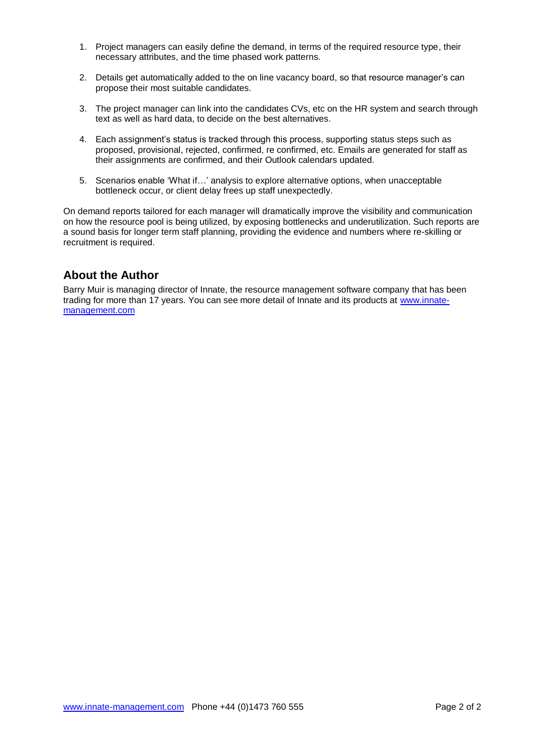1. Project managers can easily define the demand, in terms of the required resource type, their necessary attributes, and the time phased work patterns.

2. Details get automatically added to the on line vacancy board, so that resource manager's can propose their most suitable candidates.

3. The project manager can link into the candidates CVs, etc on the HR system and search through text as well as hard data, to decide on the best alternatives.

4. Each assignment's status is tracked through this process, supporting status steps such as proposed, provisional, rejected, confirmed, re confirmed, etc. Emails are generated for staff as their assignments are confirmed, and their Outlook calendars updated.

5. Scenarios enable 'What if…' analysis to explore alternative options, when unacceptable bottleneck occur, or client delay frees up staff unexpectedly.

On demand reports tailored for each manager will dramatically improve the visibility and communication on how the resource pool is being utilized, by exposing bottlenecks and underutilization. Such reports are a sound basis for longer term staff planning, providing the evidence and numbers where re-skilling or recruitment is required.

## About the Author

Barry Muir is managing director of Innate, the resource management software company that has been trading for more than 17 years. You can see more detail of Innate and its products at [www.innate-management.com](http://www.innate-management.com)